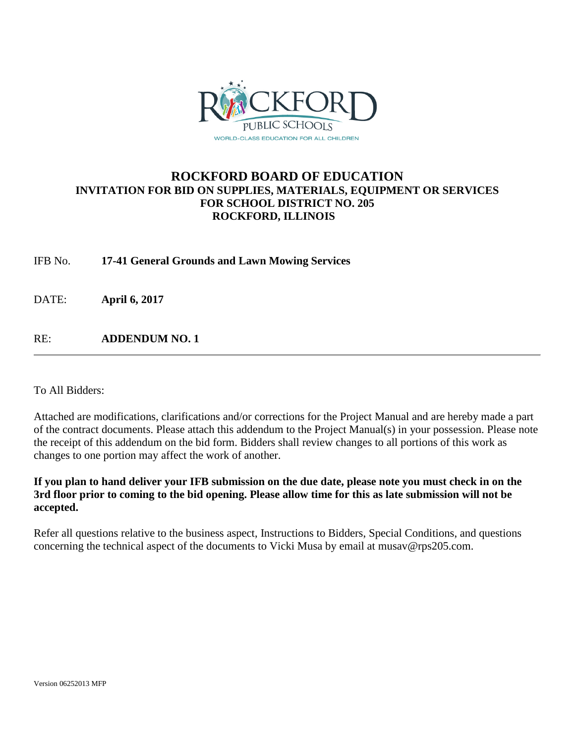ROCKFORD PUBLIC SCHOOLS

WORLD-CLASS EDUCATION FOR ALL CHILDREN

# ROCKFORD BOARD OF EDUCATION

## INVITATION FOR BID ON SUPPLIES, MATERIALS, EQUIPMENT OR SERVICES FOR SCHOOL DISTRICT NO. 205 ROCKFORD, ILLINOIS

IFB No. **17-41 General Grounds and Lawn Mowing Services**

DATE: **April 6, 2017**

RE: **ADDENDUM NO. 1**

---

To All Bidders:

Attached are modifications, clarifications and/or corrections for the Project Manual and are hereby made a part of the contract documents. Please attach this addendum to the Project Manual(s) in your possession. Please note the receipt of this addendum on the bid form. Bidders shall review changes to all portions of this work as changes to one portion may affect the work of another.

**If you plan to hand deliver your IFB submission on the due date, please note you must check in on the 3rd floor prior to coming to the bid opening. Please allow time for this as late submission will not be accepted.**

Refer all questions relative to the business aspect, Instructions to Bidders, Special Conditions, and questions concerning the technical aspect of the documents to Vicki Musa by email at musav@rps205.com.

Version 06252013 MFP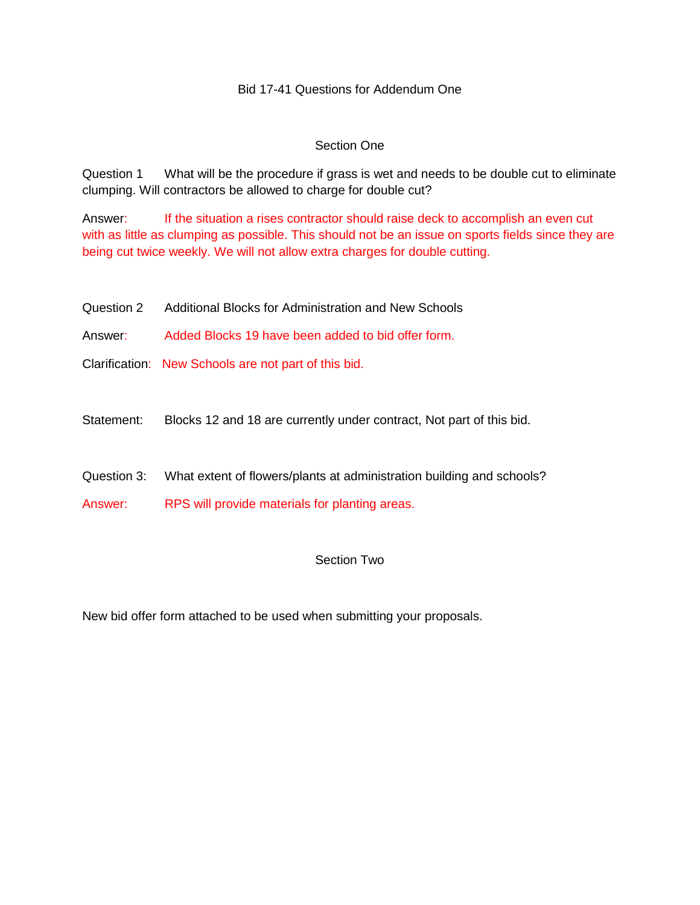# Bid 17-41 Questions for Addendum One

## Section One

Question 1 What will be the procedure if grass is wet and needs to be double cut to eliminate clumping. Will contractors be allowed to charge for double cut?

Answer: If the situation a rises contractor should raise deck to accomplish an even cut with as little as clumping as possible. This should not be an issue on sports fields since they are being cut twice weekly. We will not allow extra charges for double cutting.

Question 2 Additional Blocks for Administration and New Schools

Answer: Added Blocks 19 have been added to bid offer form.

Clarification: New Schools are not part of this bid.

Statement: Blocks 12 and 18 are currently under contract, Not part of this bid.

Question 3: What extent of flowers/plants at administration building and schools?

Answer: RPS will provide materials for planting areas.

## Section Two

New bid offer form attached to be used when submitting your proposals.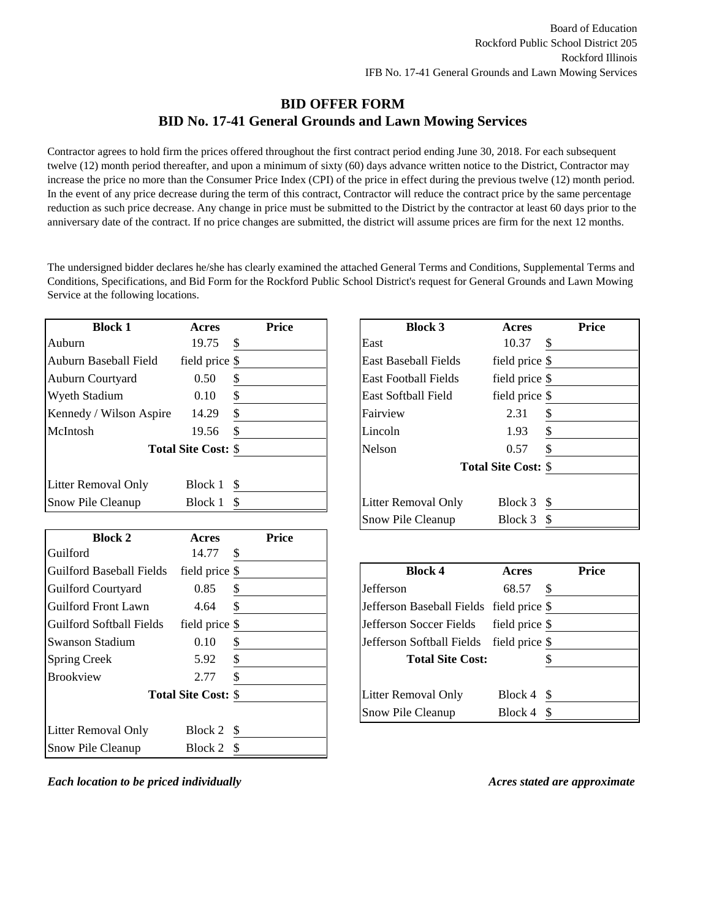Board of Education
Rockford Public School District 205
Rockford Illinois
IFB No. 17-41 General Grounds and Lawn Mowing Services

## BID OFFER FORM
## BID No. 17-41 General Grounds and Lawn Mowing Services

Contractor agrees to hold firm the prices offered throughout the first contract period ending June 30, 2018. For each subsequent twelve (12) month period thereafter, and upon a minimum of sixty (60) days advance written notice to the District, Contractor may increase the price no more than the Consumer Price Index (CPI) of the price in effect during the previous twelve (12) month period. In the event of any price decrease during the term of this contract, Contractor will reduce the contract price by the same percentage reduction as such price decrease. Any change in price must be submitted to the District by the contractor at least 60 days prior to the anniversary date of the contract. If no price changes are submitted, the district will assume prices are firm for the next 12 months.

The undersigned bidder declares he/she has clearly examined the attached General Terms and Conditions, Supplemental Terms and Conditions, Specifications, and Bid Form for the Rockford Public School District's request for General Grounds and Lawn Mowing Service at the following locations.

| Block 1 | Acres | Price |
|---|---|---|
| Auburn | 19.75 | $ |
| Auburn Baseball Field | field price | $ |
| Auburn Courtyard | 0.50 | $ |
| Wyeth Stadium | 0.10 | $ |
| Kennedy / Wilson Aspire | 14.29 | $ |
| McIntosh | 19.56 | $ |
| | **Total Site Cost:** | $ |
| | | |
| Litter Removal Only | Block 1 | $ |
| Snow Pile Cleanup | Block 1 | $ |

| Block 2 | Acres | Price |
|---|---|---|
| Guilford | 14.77 | $ |
| Guilford Baseball Fields | field price | $ |
| Guilford Courtyard | 0.85 | $ |
| Guilford Front Lawn | 4.64 | $ |
| Guilford Softball Fields | field price | $ |
| Swanson Stadium | 0.10 | $ |
| Spring Creek | 5.92 | $ |
| Brookview | 2.77 | $ |
| | **Total Site Cost:** | $ |
| | | |
| Litter Removal Only | Block 2 | $ |
| Snow Pile Cleanup | Block 2 | $ |

| Block 3 | Acres | Price |
|---|---|---|
| East | 10.37 | $ |
| East Baseball Fields | field price | $ |
| East Football Fields | field price | $ |
| East Softball Field | field price | $ |
| Fairview | 2.31 | $ |
| Lincoln | 1.93 | $ |
| Nelson | 0.57 | $ |
| | **Total Site Cost:** | $ |
| | | |
| Litter Removal Only | Block 3 | $ |
| Snow Pile Cleanup | Block 3 | $ |

| Block 4 | Acres | Price |
|---|---|---|
| Jefferson | 68.57 | $ |
| Jefferson Baseball Fields | field price | $ |
| Jefferson Soccer Fields | field price | $ |
| Jefferson Softball Fields | field price | $ |
| **Total Site Cost:** | | $ |
| | | |
| Litter Removal Only | Block 4 | $ |
| Snow Pile Cleanup | Block 4 | $ |

***Each location to be priced individually***

***Acres stated are approximate***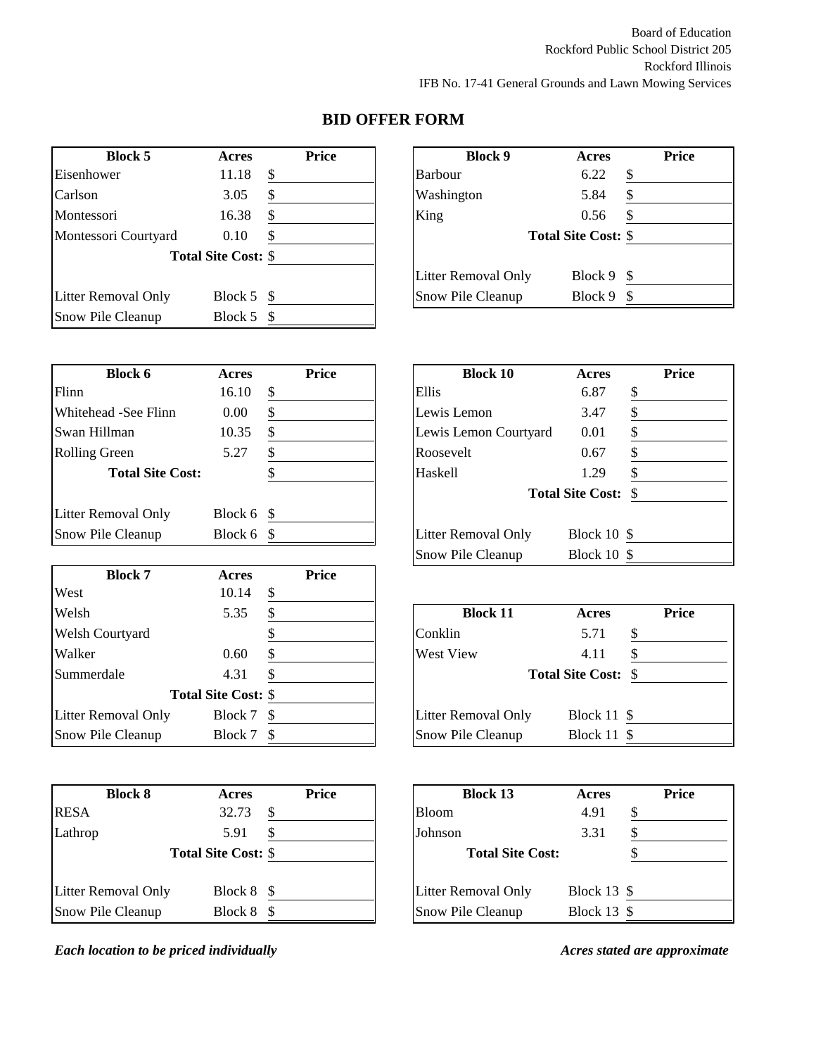Board of Education
Rockford Public School District 205
Rockford Illinois
IFB No. 17-41 General Grounds and Lawn Mowing Services

## BID OFFER FORM

| Block 5 | Acres | Price |
|---|---|---|
| Eisenhower | 11.18 | $ |
| Carlson | 3.05 | $ |
| Montessori | 16.38 | $ |
| Montessori Courtyard | 0.10 | $ |
| | Total Site Cost: | $ |
| | | |
| Litter Removal Only | Block 5 | $ |
| Snow Pile Cleanup | Block 5 | $ |

| Block 9 | Acres | Price |
|---|---|---|
| Barbour | 6.22 | $ |
| Washington | 5.84 | $ |
| King | 0.56 | $ |
| | Total Site Cost: | $ |
| | | |
| Litter Removal Only | Block 9 | $ |
| Snow Pile Cleanup | Block 9 | $ |

| Block 6 | Acres | Price |
|---|---|---|
| Flinn | 16.10 | $ |
| Whitehead -See Flinn | 0.00 | $ |
| Swan Hillman | 10.35 | $ |
| Rolling Green | 5.27 | $ |
| Total Site Cost: | | $ |
| | | |
| Litter Removal Only | Block 6 | $ |
| Snow Pile Cleanup | Block 6 | $ |

| Block 10 | Acres | Price |
|---|---|---|
| Ellis | 6.87 | $ |
| Lewis Lemon | 3.47 | $ |
| Lewis Lemon Courtyard | 0.01 | $ |
| Roosevelt | 0.67 | $ |
| Haskell | 1.29 | $ |
| | Total Site Cost: | $ |
| | | |
| Litter Removal Only | Block 10 | $ |
| Snow Pile Cleanup | Block 10 | $ |

| Block 7 | Acres | Price |
|---|---|---|
| West | 10.14 | $ |
| Welsh | 5.35 | $ |
| Welsh Courtyard | | $ |
| Walker | 0.60 | $ |
| Summerdale | 4.31 | $ |
| | Total Site Cost: | $ |
| Litter Removal Only | Block 7 | $ |
| Snow Pile Cleanup | Block 7 | $ |

| Block 11 | Acres | Price |
|---|---|---|
| Conklin | 5.71 | $ |
| West View | 4.11 | $ |
| | Total Site Cost: | $ |
| | | |
| Litter Removal Only | Block 11 | $ |
| Snow Pile Cleanup | Block 11 | $ |

| Block 8 | Acres | Price |
|---|---|---|
| RESA | 32.73 | $ |
| Lathrop | 5.91 | $ |
| | Total Site Cost: | $ |
| | | |
| Litter Removal Only | Block 8 | $ |
| Snow Pile Cleanup | Block 8 | $ |

| Block 13 | Acres | Price |
|---|---|---|
| Bloom | 4.91 | $ |
| Johnson | 3.31 | $ |
| Total Site Cost: | | $ |
| | | |
| Litter Removal Only | Block 13 | $ |
| Snow Pile Cleanup | Block 13 | $ |

*Each location to be priced individually*

*Acres stated are approximate*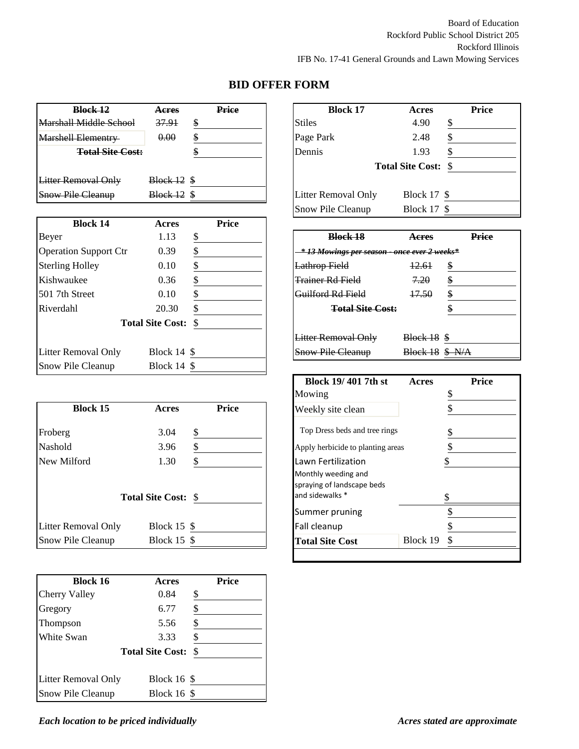Board of Education
Rockford Public School District 205
Rockford Illinois
IFB No. 17-41 General Grounds and Lawn Mowing Services

## BID OFFER FORM

| ~~Block 12~~ | ~~Acres~~ | ~~Price~~ |
|---|---|---|
| ~~Marshall Middle School~~ | ~~37.91~~ | ~~$~~ |
| ~~Marshell Elementry~~ | ~~0.00~~ | ~~$~~ |
| ~~**Total Site Cost:**~~ | | ~~$~~ |
| ~~Litter Removal Only~~ | ~~Block 12~~ | ~~$~~ |
| ~~Snow Pile Cleanup~~ | ~~Block 12~~ | ~~$~~ |

| Block 14 | Acres | Price |
|---|---|---|
| Beyer | 1.13 | $ |
| Operation Support Ctr | 0.39 | $ |
| Sterling Holley | 0.10 | $ |
| Kishwaukee | 0.36 | $ |
| 501 7th Street | 0.10 | $ |
| Riverdahl | 20.30 | $ |
| **Total Site Cost:** | | $ |
| Litter Removal Only | Block 14 | $ |
| Snow Pile Cleanup | Block 14 | $ |

| Block 15 | Acres | Price |
|---|---|---|
| Froberg | 3.04 | $ |
| Nashold | 3.96 | $ |
| New Milford | 1.30 | $ |
| **Total Site Cost:** | | $ |
| Litter Removal Only | Block 15 | $ |
| Snow Pile Cleanup | Block 15 | $ |

| Block 16 | Acres | Price |
|---|---|---|
| Cherry Valley | 0.84 | $ |
| Gregory | 6.77 | $ |
| Thompson | 5.56 | $ |
| White Swan | 3.33 | $ |
| **Total Site Cost:** | | $ |
| Litter Removal Only | Block 16 | $ |
| Snow Pile Cleanup | Block 16 | $ |

| Block 17 | Acres | Price |
|---|---|---|
| Stiles | 4.90 | $ |
| Page Park | 2.48 | $ |
| Dennis | 1.93 | $ |
| | **Total Site Cost:** | $ |
| Litter Removal Only | Block 17 | $ |
| Snow Pile Cleanup | Block 17 | $ |

| ~~Block 18~~ | ~~Acres~~ | ~~Price~~ |
|---|---|---|
| ~~*\* 13 Mowings per season - once ever 2 weeks\**~~ | | |
| ~~Lathrop Field~~ | ~~12.61~~ | ~~$~~ |
| ~~Trainer Rd Field~~ | ~~7.20~~ | ~~$~~ |
| ~~Guilford Rd Field~~ | ~~17.50~~ | ~~$~~ |
| ~~**Total Site Cost:**~~ | | ~~$~~ |
| ~~Litter Removal Only~~ | ~~Block 18~~ | ~~$~~ |
| ~~Snow Pile Cleanup~~ | ~~Block 18~~ | ~~$ N/A~~ |

| Block 19/ 401 7th st | Acres | Price |
|---|---|---|
| Mowing | | $ |
| Weekly site clean | | $ |
| Top Dress beds and tree rings | | $ |
| Apply herbicide to planting areas | | $ |
| Lawn Fertilization | | $ |
| Monthly weeding and spraying of landscape beds and sidewalks * | | $ |
| Summer pruning | | $ |
| Fall cleanup | | $ |
| **Total Site Cost** | Block 19 | $ |

*Each location to be priced individually*

*Acres stated are approximate*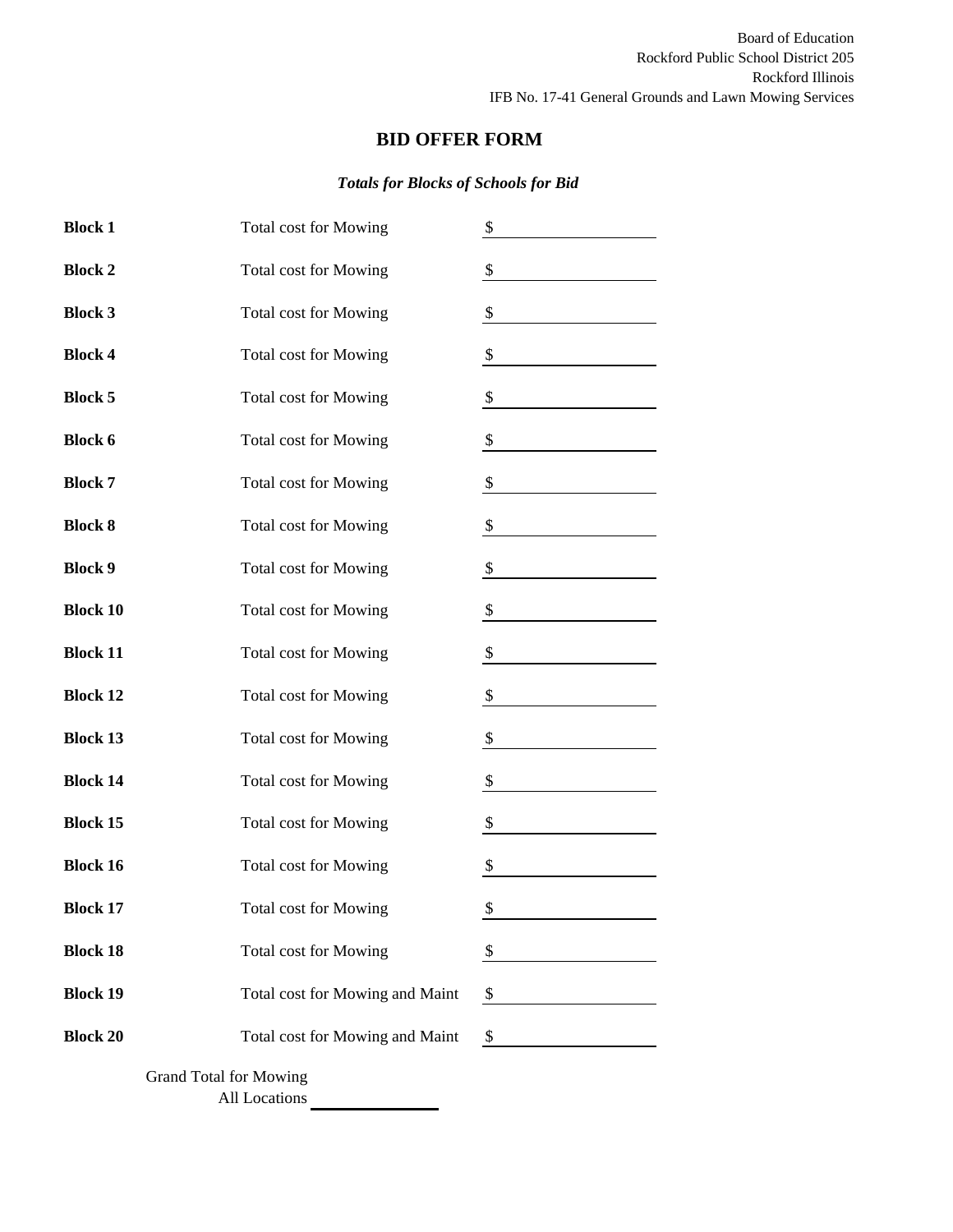Board of Education
Rockford Public School District 205
Rockford Illinois
IFB No. 17-41 General Grounds and Lawn Mowing Services

# BID OFFER FORM

***Totals for Blocks of Schools for Bid***

| | | |
|---|---|---|
| **Block 1** | Total cost for Mowing | $ |
| **Block 2** | Total cost for Mowing | $ |
| **Block 3** | Total cost for Mowing | $ |
| **Block 4** | Total cost for Mowing | $ |
| **Block 5** | Total cost for Mowing | $ |
| **Block 6** | Total cost for Mowing | $ |
| **Block 7** | Total cost for Mowing | $ |
| **Block 8** | Total cost for Mowing | $ |
| **Block 9** | Total cost for Mowing | $ |
| **Block 10** | Total cost for Mowing | $ |
| **Block 11** | Total cost for Mowing | $ |
| **Block 12** | Total cost for Mowing | $ |
| **Block 13** | Total cost for Mowing | $ |
| **Block 14** | Total cost for Mowing | $ |
| **Block 15** | Total cost for Mowing | $ |
| **Block 16** | Total cost for Mowing | $ |
| **Block 17** | Total cost for Mowing | $ |
| **Block 18** | Total cost for Mowing | $ |
| **Block 19** | Total cost for Mowing and Maint | $ |
| **Block 20** | Total cost for Mowing and Maint | $ |

Grand Total for Mowing
All Locations ________________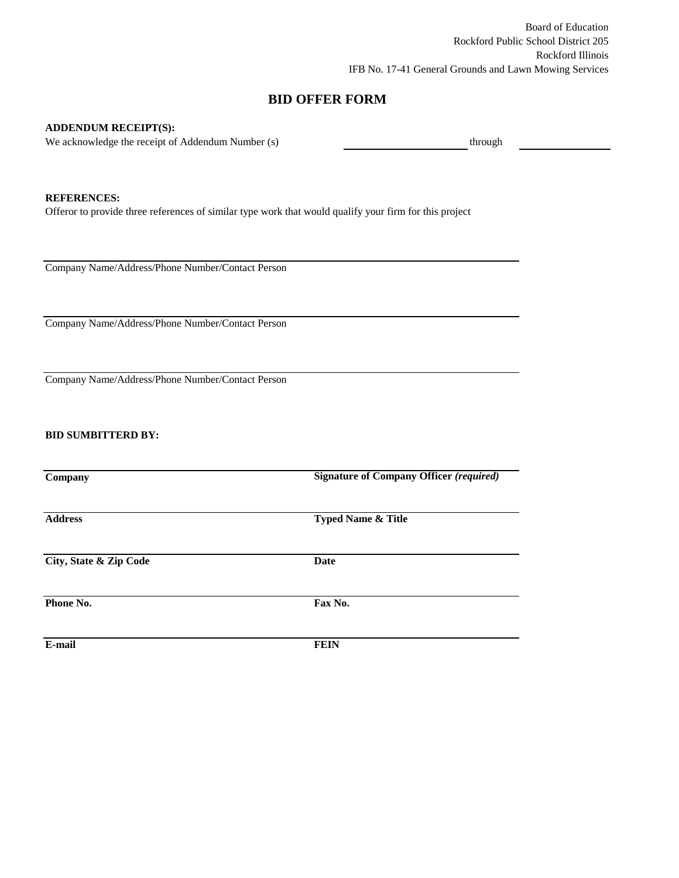Board of Education
Rockford Public School District 205
Rockford Illinois
IFB No. 17-41 General Grounds and Lawn Mowing Services

# BID OFFER FORM

**ADDENDUM RECEIPT(S):**

We acknowledge the receipt of Addendum Number (s) ______________________ through ________________

**REFERENCES:**

Offeror to provide three references of similar type work that would qualify your firm for this project

_______________________________________________
Company Name/Address/Phone Number/Contact Person

_______________________________________________
Company Name/Address/Phone Number/Contact Person

_______________________________________________
Company Name/Address/Phone Number/Contact Person

**BID SUMBITTERD BY:**

| | |
|---|---|
| **Company** | **Signature of Company Officer *(required)*** |
| **Address** | **Typed Name & Title** |
| **City, State & Zip Code** | **Date** |
| **Phone No.** | **Fax No.** |
| **E-mail** | **FEIN** |